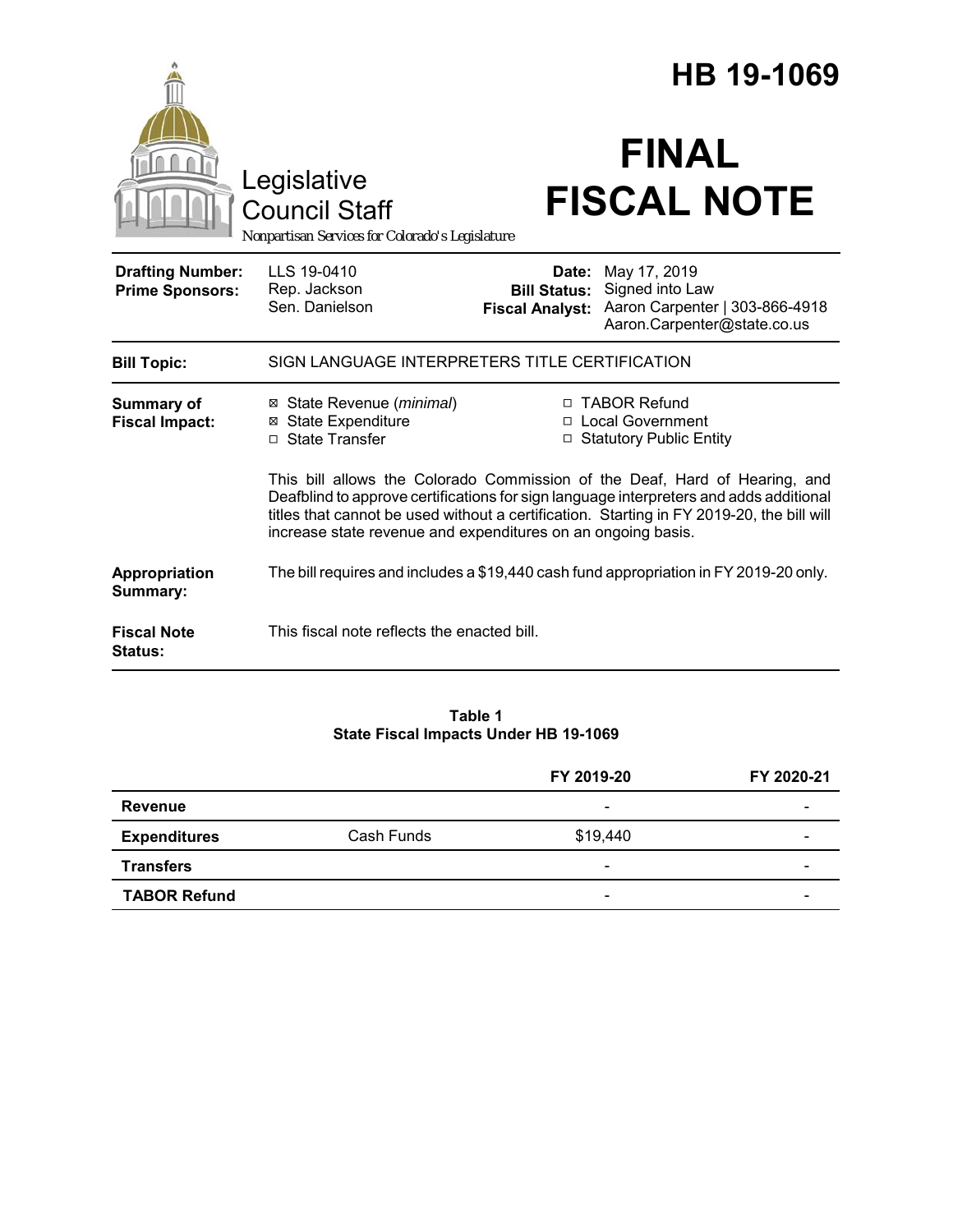# HB 19-1069

Legislative Council Staff

*Nonpartisan Services for Colorado's Legislature*

# FINAL FISCAL NOTE

| | | | |
|---|---|---|---|
| **Drafting Number:** | LLS 19-0410 | **Date:** | May 17, 2019 |
| **Prime Sponsors:** | Rep. Jackson<br>Sen. Danielson | **Bill Status:** | Signed into Law |
| | | **Fiscal Analyst:** | Aaron Carpenter \| 303-866-4918<br>Aaron.Carpenter@state.co.us |

**Bill Topic:** SIGN LANGUAGE INTERPRETERS TITLE CERTIFICATION

**Summary of Fiscal Impact:**

- ☒ State Revenue (*minimal*)
- ☒ State Expenditure
- ☐ State Transfer
- ☐ TABOR Refund
- ☐ Local Government
- ☐ Statutory Public Entity

This bill allows the Colorado Commission of the Deaf, Hard of Hearing, and Deafblind to approve certifications for sign language interpreters and adds additional titles that cannot be used without a certification. Starting in FY 2019-20, the bill will increase state revenue and expenditures on an ongoing basis.

**Appropriation Summary:** The bill requires and includes a $19,440 cash fund appropriation in FY 2019-20 only.

**Fiscal Note Status:** This fiscal note reflects the enacted bill.

**Table 1**
**State Fiscal Impacts Under HB 19-1069**

| | | FY 2019-20 | FY 2020-21 |
|---|---|---|---|
| **Revenue** | | - | - |
| **Expenditures** | Cash Funds | $19,440 | - |
| **Transfers** | | - | - |
| **TABOR Refund** | | - | - |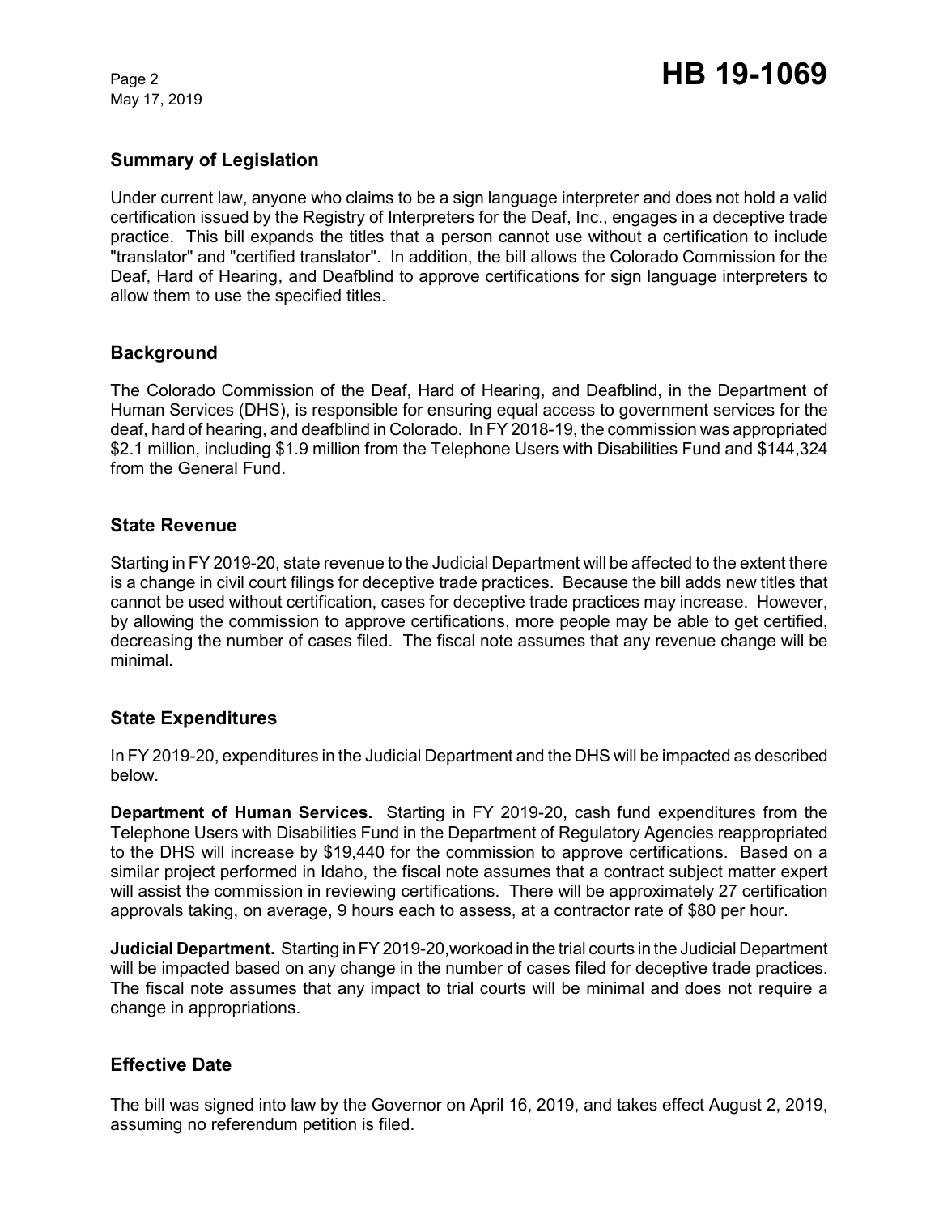## Summary of Legislation

Under current law, anyone who claims to be a sign language interpreter and does not hold a valid certification issued by the Registry of Interpreters for the Deaf, Inc., engages in a deceptive trade practice. This bill expands the titles that a person cannot use without a certification to include "translator" and "certified translator". In addition, the bill allows the Colorado Commission for the Deaf, Hard of Hearing, and Deafblind to approve certifications for sign language interpreters to allow them to use the specified titles.

## Background

The Colorado Commission of the Deaf, Hard of Hearing, and Deafblind, in the Department of Human Services (DHS), is responsible for ensuring equal access to government services for the deaf, hard of hearing, and deafblind in Colorado. In FY 2018-19, the commission was appropriated $2.1 million, including $1.9 million from the Telephone Users with Disabilities Fund and $144,324 from the General Fund.

## State Revenue

Starting in FY 2019-20, state revenue to the Judicial Department will be affected to the extent there is a change in civil court filings for deceptive trade practices. Because the bill adds new titles that cannot be used without certification, cases for deceptive trade practices may increase. However, by allowing the commission to approve certifications, more people may be able to get certified, decreasing the number of cases filed. The fiscal note assumes that any revenue change will be minimal.

## State Expenditures

In FY 2019-20, expenditures in the Judicial Department and the DHS will be impacted as described below.

**Department of Human Services.** Starting in FY 2019-20, cash fund expenditures from the Telephone Users with Disabilities Fund in the Department of Regulatory Agencies reappropriated to the DHS will increase by $19,440 for the commission to approve certifications. Based on a similar project performed in Idaho, the fiscal note assumes that a contract subject matter expert will assist the commission in reviewing certifications. There will be approximately 27 certification approvals taking, on average, 9 hours each to assess, at a contractor rate of $80 per hour.

**Judicial Department.** Starting in FY 2019-20,workoad in the trial courts in the Judicial Department will be impacted based on any change in the number of cases filed for deceptive trade practices. The fiscal note assumes that any impact to trial courts will be minimal and does not require a change in appropriations.

## Effective Date

The bill was signed into law by the Governor on April 16, 2019, and takes effect August 2, 2019, assuming no referendum petition is filed.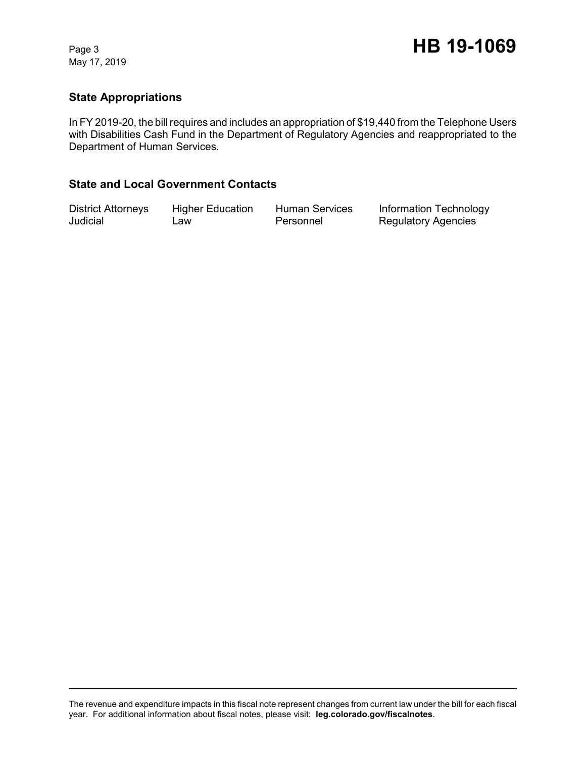## State Appropriations

In FY 2019-20, the bill requires and includes an appropriation of $19,440 from the Telephone Users with Disabilities Cash Fund in the Department of Regulatory Agencies and reappropriated to the Department of Human Services.

## State and Local Government Contacts

| | | | |
|---|---|---|---|
| District Attorneys | Higher Education | Human Services | Information Technology |
| Judicial | Law | Personnel | Regulatory Agencies |

The revenue and expenditure impacts in this fiscal note represent changes from current law under the bill for each fiscal year. For additional information about fiscal notes, please visit: **leg.colorado.gov/fiscalnotes**.